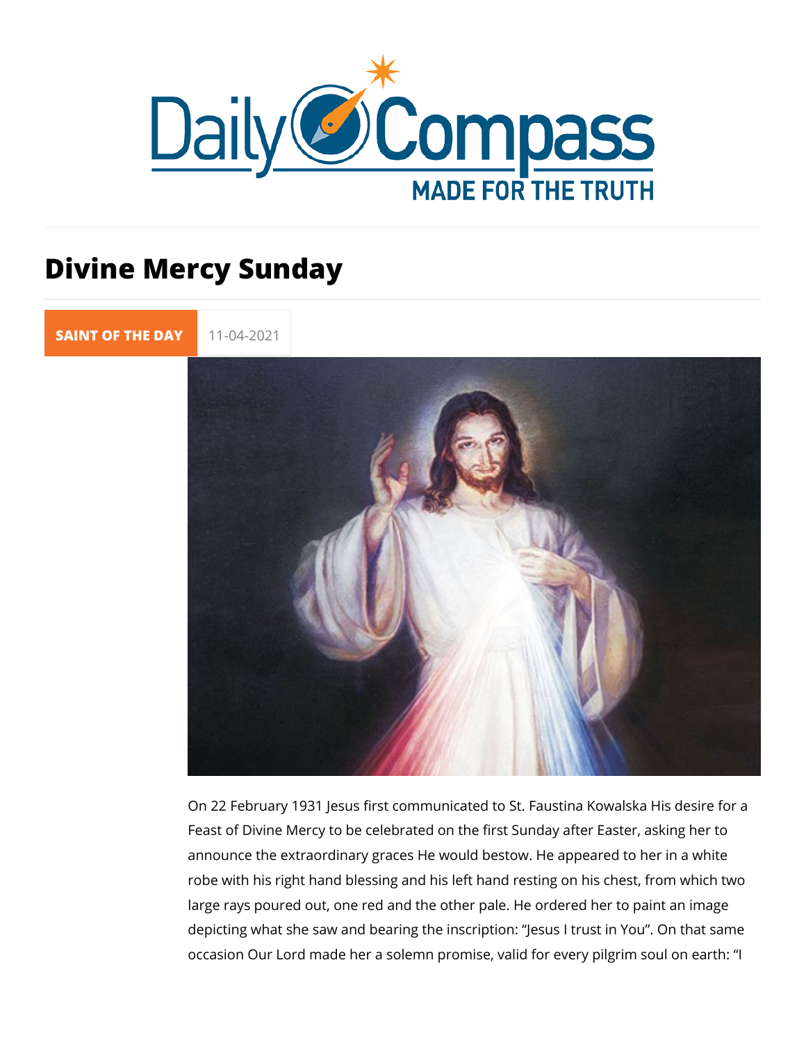# Divine Mercy Sunday

**SAINT OF THE DAY** 11-04-2021

On 22 February 1931 Jesus first communicated to St. Faustina Kowalska His desire for a Feast of Divine Mercy to be celebrated on the first Sunday after Easter, asking her to announce the extraordinary graces He would bestow. He appeared to her in a white robe with his right hand blessing and his left hand resting on his chest, from which two large rays poured out, one red and the other pale. He ordered her to paint an image depicting what she saw and bearing the inscription: "Jesus I trust in You". On that same occasion Our Lord made her a solemn promise, valid for every pilgrim soul on earth: "I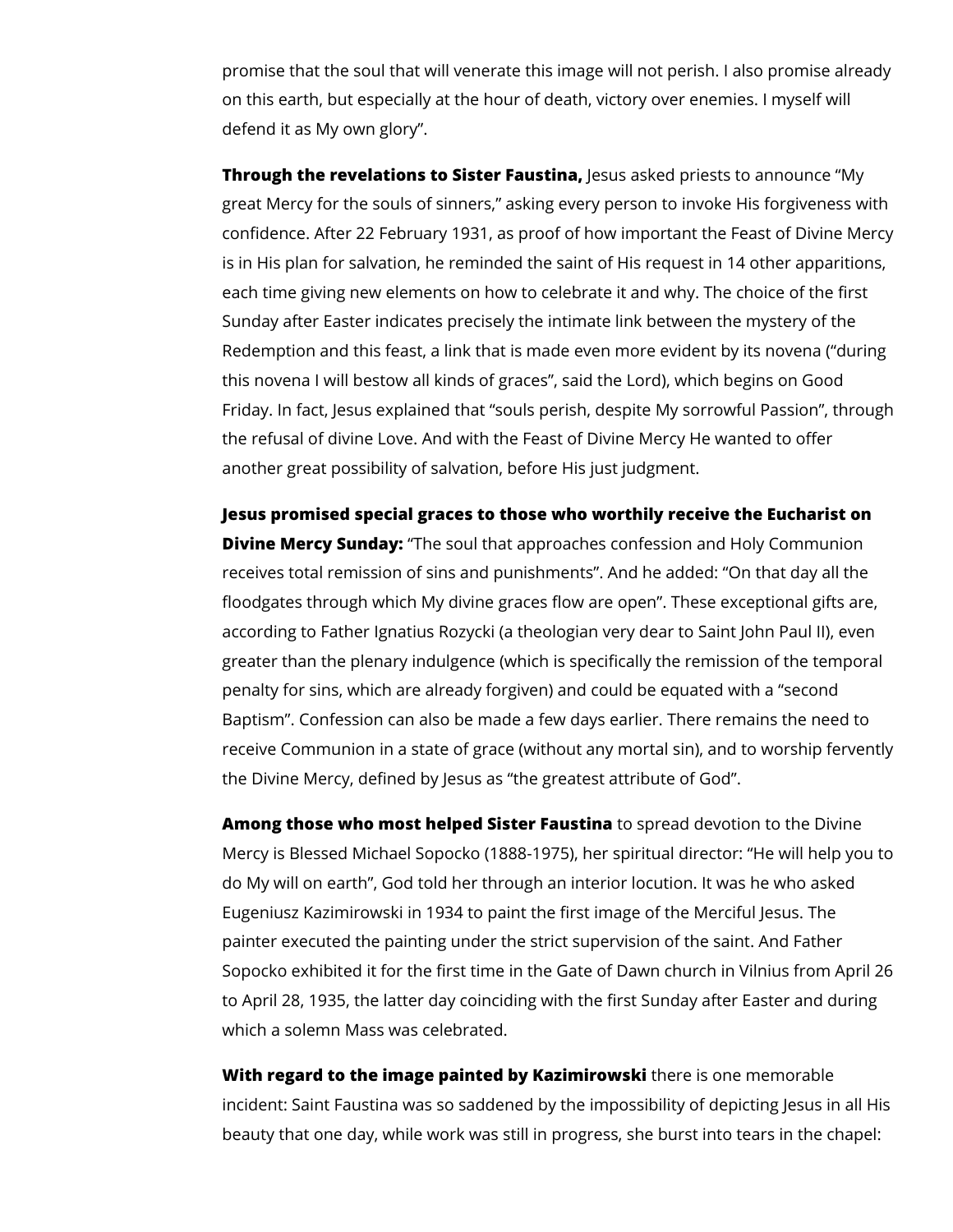promise that the soul that will venerate this image will not perish. I also promise already on this earth, but especially at the hour of death, victory over enemies. I myself will defend it as My own glory".

**Through the revelations to Sister Faustina,** Jesus asked priests to announce "My great Mercy for the souls of sinners," asking every person to invoke His forgiveness with confidence. After 22 February 1931, as proof of how important the Feast of Divine Mercy is in His plan for salvation, he reminded the saint of His request in 14 other apparitions, each time giving new elements on how to celebrate it and why. The choice of the first Sunday after Easter indicates precisely the intimate link between the mystery of the Redemption and this feast, a link that is made even more evident by its novena ("during this novena I will bestow all kinds of graces", said the Lord), which begins on Good Friday. In fact, Jesus explained that "souls perish, despite My sorrowful Passion", through the refusal of divine Love. And with the Feast of Divine Mercy He wanted to offer another great possibility of salvation, before His just judgment.

**Jesus promised special graces to those who worthily receive the Eucharist on Divine Mercy Sunday:** "The soul that approaches confession and Holy Communion receives total remission of sins and punishments". And he added: "On that day all the floodgates through which My divine graces flow are open". These exceptional gifts are, according to Father Ignatius Rozycki (a theologian very dear to Saint John Paul II), even greater than the plenary indulgence (which is specifically the remission of the temporal penalty for sins, which are already forgiven) and could be equated with a "second Baptism". Confession can also be made a few days earlier. There remains the need to receive Communion in a state of grace (without any mortal sin), and to worship fervently the Divine Mercy, defined by Jesus as "the greatest attribute of God".

**Among those who most helped Sister Faustina** to spread devotion to the Divine Mercy is Blessed Michael Sopocko (1888-1975), her spiritual director: "He will help you to do My will on earth", God told her through an interior locution. It was he who asked Eugeniusz Kazimirowski in 1934 to paint the first image of the Merciful Jesus. The painter executed the painting under the strict supervision of the saint. And Father Sopocko exhibited it for the first time in the Gate of Dawn church in Vilnius from April 26 to April 28, 1935, the latter day coinciding with the first Sunday after Easter and during which a solemn Mass was celebrated.

**With regard to the image painted by Kazimirowski** there is one memorable incident: Saint Faustina was so saddened by the impossibility of depicting Jesus in all His beauty that one day, while work was still in progress, she burst into tears in the chapel: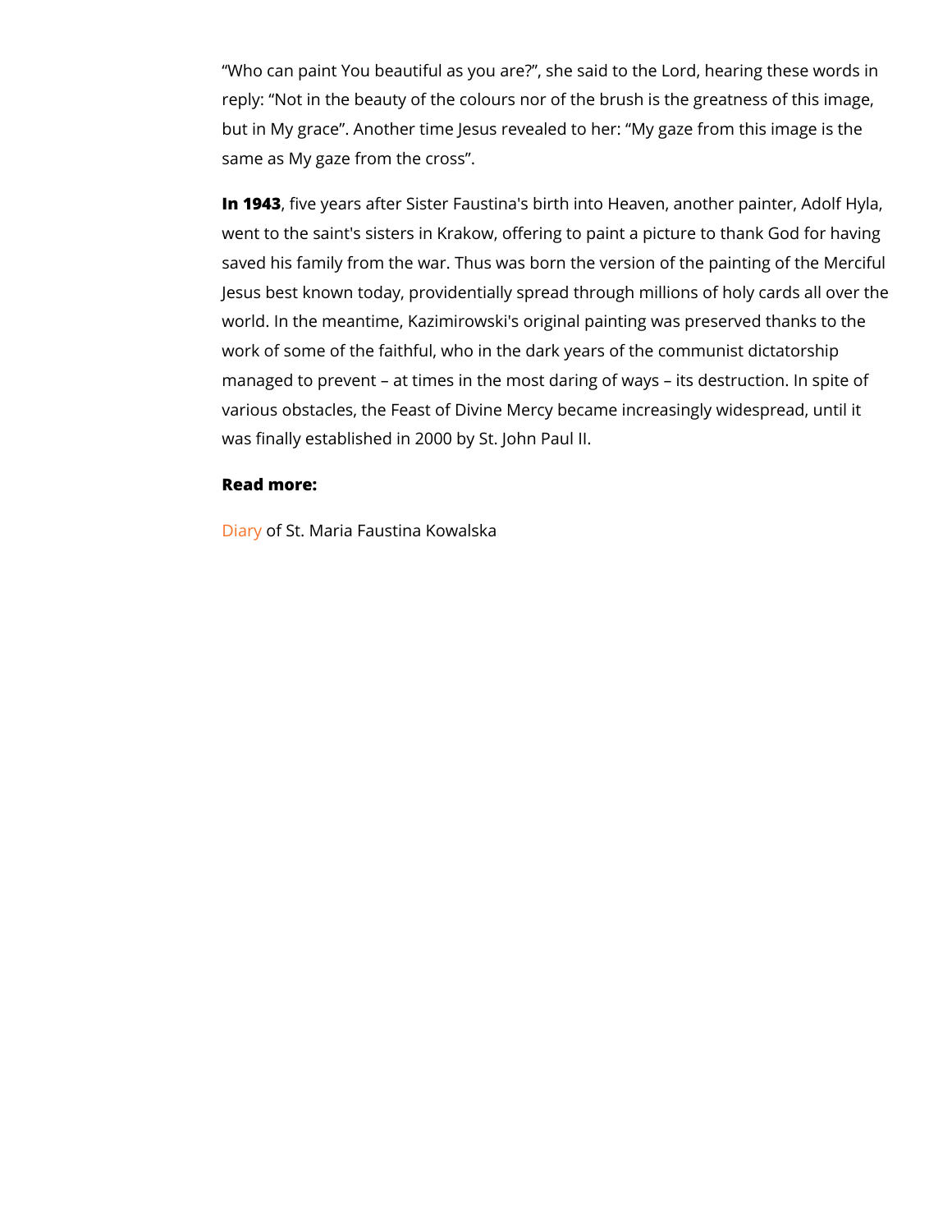“Who can paint You beautiful as you are?”, she said to the Lord, hearing these words in reply: “Not in the beauty of the colours nor of the brush is the greatness of this image, but in My grace”. Another time Jesus revealed to her: “My gaze from this image is the same as My gaze from the cross”.

**In 1943**, five years after Sister Faustina's birth into Heaven, another painter, Adolf Hyla, went to the saint's sisters in Krakow, offering to paint a picture to thank God for having saved his family from the war. Thus was born the version of the painting of the Merciful Jesus best known today, providentially spread through millions of holy cards all over the world. In the meantime, Kazimirowski's original painting was preserved thanks to the work of some of the faithful, who in the dark years of the communist dictatorship managed to prevent – at times in the most daring of ways – its destruction. In spite of various obstacles, the Feast of Divine Mercy became increasingly widespread, until it was finally established in 2000 by St. John Paul II.

**Read more:**

Diary of St. Maria Faustina Kowalska